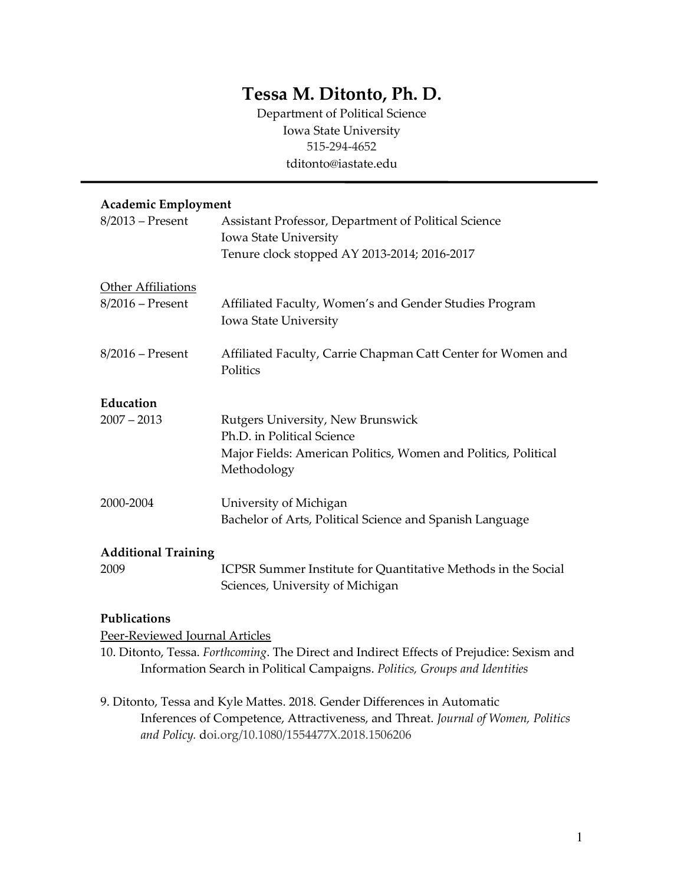# Tessa M. Ditonto, Ph. D.

Department of Political Science
Iowa State University
515-294-4652
tditonto@iastate.edu

---

**Academic Employment**

8/2013 – Present — Assistant Professor, Department of Political Science
Iowa State University
Tenure clock stopped AY 2013-2014; 2016-2017

Other Affiliations

8/2016 – Present — Affiliated Faculty, Women's and Gender Studies Program
Iowa State University

8/2016 – Present — Affiliated Faculty, Carrie Chapman Catt Center for Women and Politics

**Education**

2007 – 2013 — Rutgers University, New Brunswick
Ph.D. in Political Science
Major Fields: American Politics, Women and Politics, Political Methodology

2000-2004 — University of Michigan
Bachelor of Arts, Political Science and Spanish Language

**Additional Training**

2009 — ICPSR Summer Institute for Quantitative Methods in the Social Sciences, University of Michigan

**Publications**

Peer-Reviewed Journal Articles

10. Ditonto, Tessa. *Forthcoming*. The Direct and Indirect Effects of Prejudice: Sexism and Information Search in Political Campaigns. *Politics, Groups and Identities*

9. Ditonto, Tessa and Kyle Mattes. 2018. Gender Differences in Automatic Inferences of Competence, Attractiveness, and Threat. *Journal of Women, Politics and Policy.* doi.org/10.1080/1554477X.2018.1506206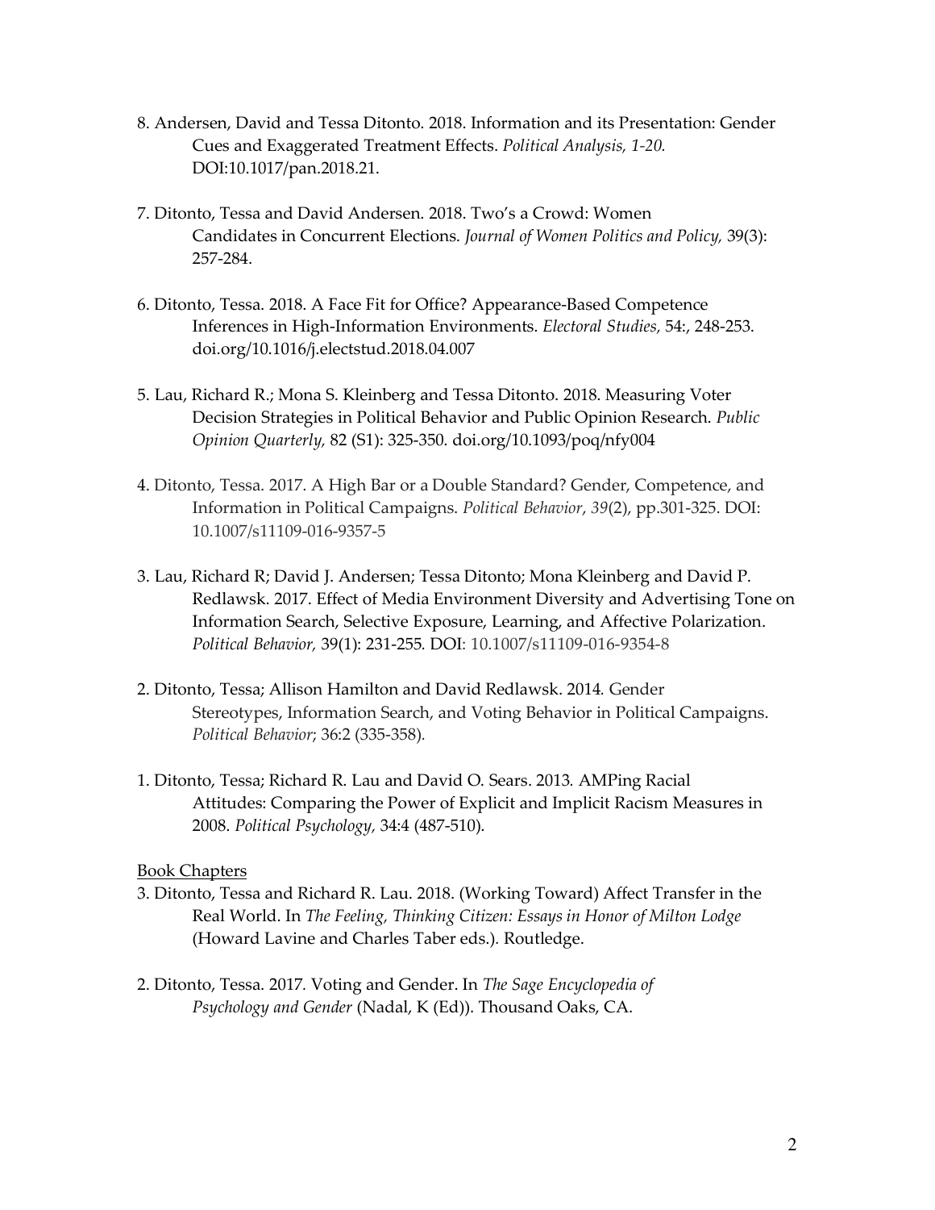8. Andersen, David and Tessa Ditonto. 2018. Information and its Presentation: Gender Cues and Exaggerated Treatment Effects. *Political Analysis, 1-20.* DOI:10.1017/pan.2018.21.

7. Ditonto, Tessa and David Andersen. 2018. Two's a Crowd: Women Candidates in Concurrent Elections. *Journal of Women Politics and Policy,* 39(3): 257-284.

6. Ditonto, Tessa. 2018. A Face Fit for Office? Appearance-Based Competence Inferences in High-Information Environments. *Electoral Studies,* 54:, 248-253. doi.org/10.1016/j.electstud.2018.04.007

5. Lau, Richard R.; Mona S. Kleinberg and Tessa Ditonto. 2018. Measuring Voter Decision Strategies in Political Behavior and Public Opinion Research. *Public Opinion Quarterly,* 82 (S1): 325-350. doi.org/10.1093/poq/nfy004

4. Ditonto, Tessa. 2017. A High Bar or a Double Standard? Gender, Competence, and Information in Political Campaigns. *Political Behavior*, *39*(2), pp.301-325. DOI: 10.1007/s11109-016-9357-5

3. Lau, Richard R; David J. Andersen; Tessa Ditonto; Mona Kleinberg and David P. Redlawsk. 2017. Effect of Media Environment Diversity and Advertising Tone on Information Search, Selective Exposure, Learning, and Affective Polarization. *Political Behavior,* 39(1): 231-255. DOI: 10.1007/s11109-016-9354-8

2. Ditonto, Tessa; Allison Hamilton and David Redlawsk. 2014. Gender Stereotypes, Information Search, and Voting Behavior in Political Campaigns. *Political Behavior*; 36:2 (335-358).

1. Ditonto, Tessa; Richard R. Lau and David O. Sears. 2013. AMPing Racial Attitudes: Comparing the Power of Explicit and Implicit Racism Measures in 2008. *Political Psychology,* 34:4 (487-510).

Book Chapters

3. Ditonto, Tessa and Richard R. Lau. 2018. (Working Toward) Affect Transfer in the Real World. In *The Feeling, Thinking Citizen: Essays in Honor of Milton Lodge* (Howard Lavine and Charles Taber eds.). Routledge.

2. Ditonto, Tessa. 2017. Voting and Gender. In *The Sage Encyclopedia of Psychology and Gender* (Nadal, K (Ed)). Thousand Oaks, CA.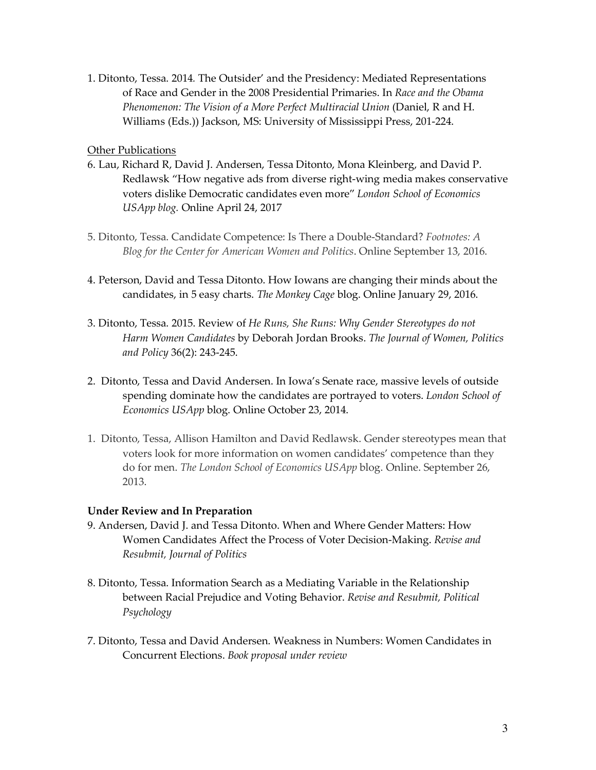1. Ditonto, Tessa. 2014. The Outsider' and the Presidency: Mediated Representations of Race and Gender in the 2008 Presidential Primaries. In *Race and the Obama Phenomenon: The Vision of a More Perfect Multiracial Union* (Daniel, R and H. Williams (Eds.)) Jackson, MS: University of Mississippi Press, 201-224.

Other Publications

6. Lau, Richard R, David J. Andersen, Tessa Ditonto, Mona Kleinberg, and David P. Redlawsk "How negative ads from diverse right-wing media makes conservative voters dislike Democratic candidates even more" *London School of Economics USApp blog.* Online April 24, 2017

5. Ditonto, Tessa. Candidate Competence: Is There a Double-Standard? *Footnotes: A Blog for the Center for American Women and Politics*. Online September 13, 2016.

4. Peterson, David and Tessa Ditonto. How Iowans are changing their minds about the candidates, in 5 easy charts. *The Monkey Cage* blog. Online January 29, 2016.

3. Ditonto, Tessa. 2015. Review of *He Runs, She Runs: Why Gender Stereotypes do not Harm Women Candidates* by Deborah Jordan Brooks. *The Journal of Women, Politics and Policy* 36(2): 243-245.

2. Ditonto, Tessa and David Andersen. In Iowa's Senate race, massive levels of outside spending dominate how the candidates are portrayed to voters. *London School of Economics USApp* blog. Online October 23, 2014.

1. Ditonto, Tessa, Allison Hamilton and David Redlawsk. Gender stereotypes mean that voters look for more information on women candidates' competence than they do for men. *The London School of Economics USApp* blog. Online. September 26, 2013.

**Under Review and In Preparation**

9. Andersen, David J. and Tessa Ditonto. When and Where Gender Matters: How Women Candidates Affect the Process of Voter Decision-Making. *Revise and Resubmit, Journal of Politics*

8. Ditonto, Tessa. Information Search as a Mediating Variable in the Relationship between Racial Prejudice and Voting Behavior. *Revise and Resubmit, Political Psychology*

7. Ditonto, Tessa and David Andersen. Weakness in Numbers: Women Candidates in Concurrent Elections. *Book proposal under review*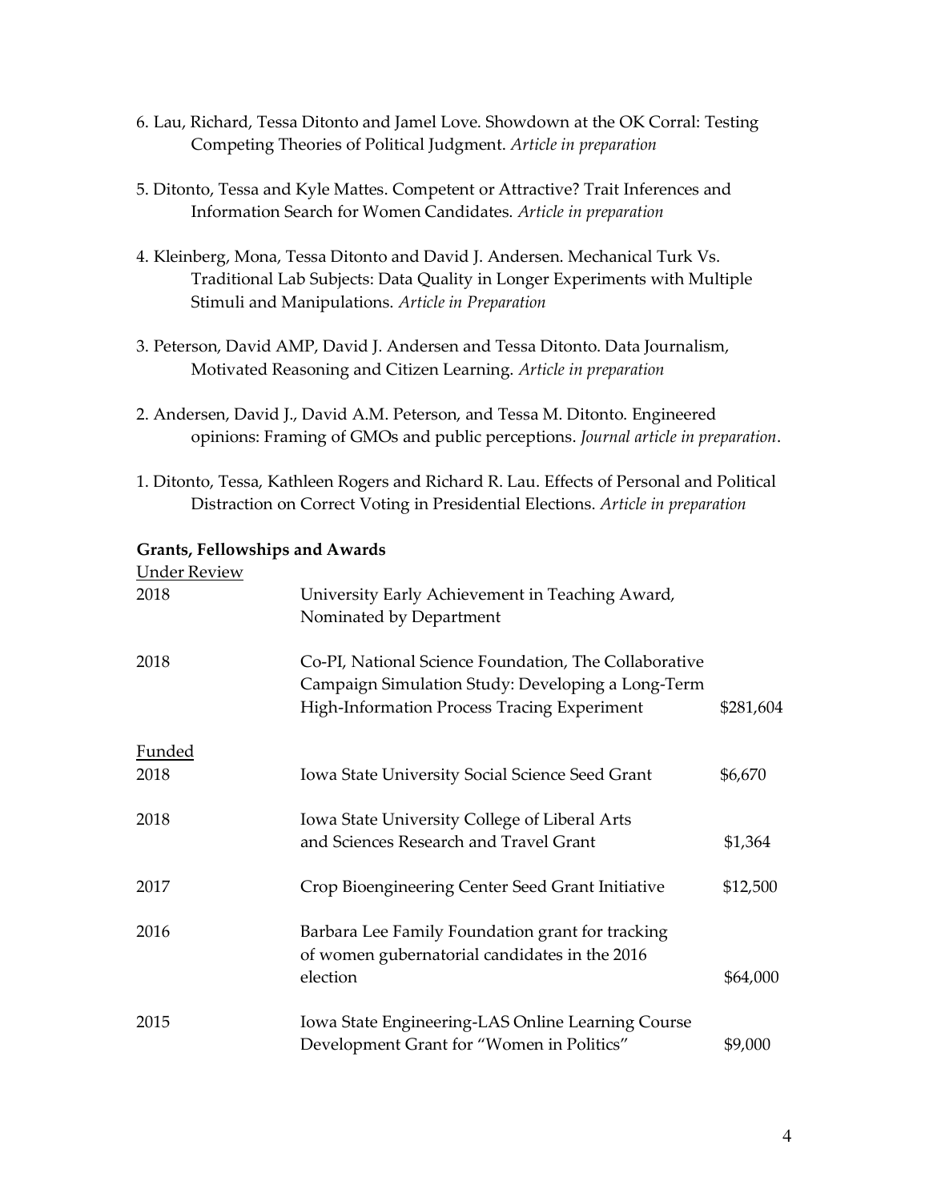6. Lau, Richard, Tessa Ditonto and Jamel Love. Showdown at the OK Corral: Testing Competing Theories of Political Judgment. *Article in preparation*

5. Ditonto, Tessa and Kyle Mattes. Competent or Attractive? Trait Inferences and Information Search for Women Candidates. *Article in preparation*

4. Kleinberg, Mona, Tessa Ditonto and David J. Andersen. Mechanical Turk Vs. Traditional Lab Subjects: Data Quality in Longer Experiments with Multiple Stimuli and Manipulations. *Article in Preparation*

3. Peterson, David AMP, David J. Andersen and Tessa Ditonto. Data Journalism, Motivated Reasoning and Citizen Learning. *Article in preparation*

2. Andersen, David J., David A.M. Peterson, and Tessa M. Ditonto. Engineered opinions: Framing of GMOs and public perceptions. *Journal article in preparation*.

1. Ditonto, Tessa, Kathleen Rogers and Richard R. Lau. Effects of Personal and Political Distraction on Correct Voting in Presidential Elections. *Article in preparation*

**Grants, Fellowships and Awards**

<u>Under Review</u>

| | | |
|---|---|---|
| 2018 | University Early Achievement in Teaching Award, Nominated by Department | |
| 2018 | Co-PI, National Science Foundation, The Collaborative Campaign Simulation Study: Developing a Long-Term High-Information Process Tracing Experiment | $281,604 |

<u>Funded</u>

| | | |
|---|---|---|
| 2018 | Iowa State University Social Science Seed Grant | $6,670 |
| 2018 | Iowa State University College of Liberal Arts and Sciences Research and Travel Grant | $1,364 |
| 2017 | Crop Bioengineering Center Seed Grant Initiative | $12,500 |
| 2016 | Barbara Lee Family Foundation grant for tracking of women gubernatorial candidates in the 2016 election | $64,000 |
| 2015 | Iowa State Engineering-LAS Online Learning Course Development Grant for "Women in Politics" | $9,000 |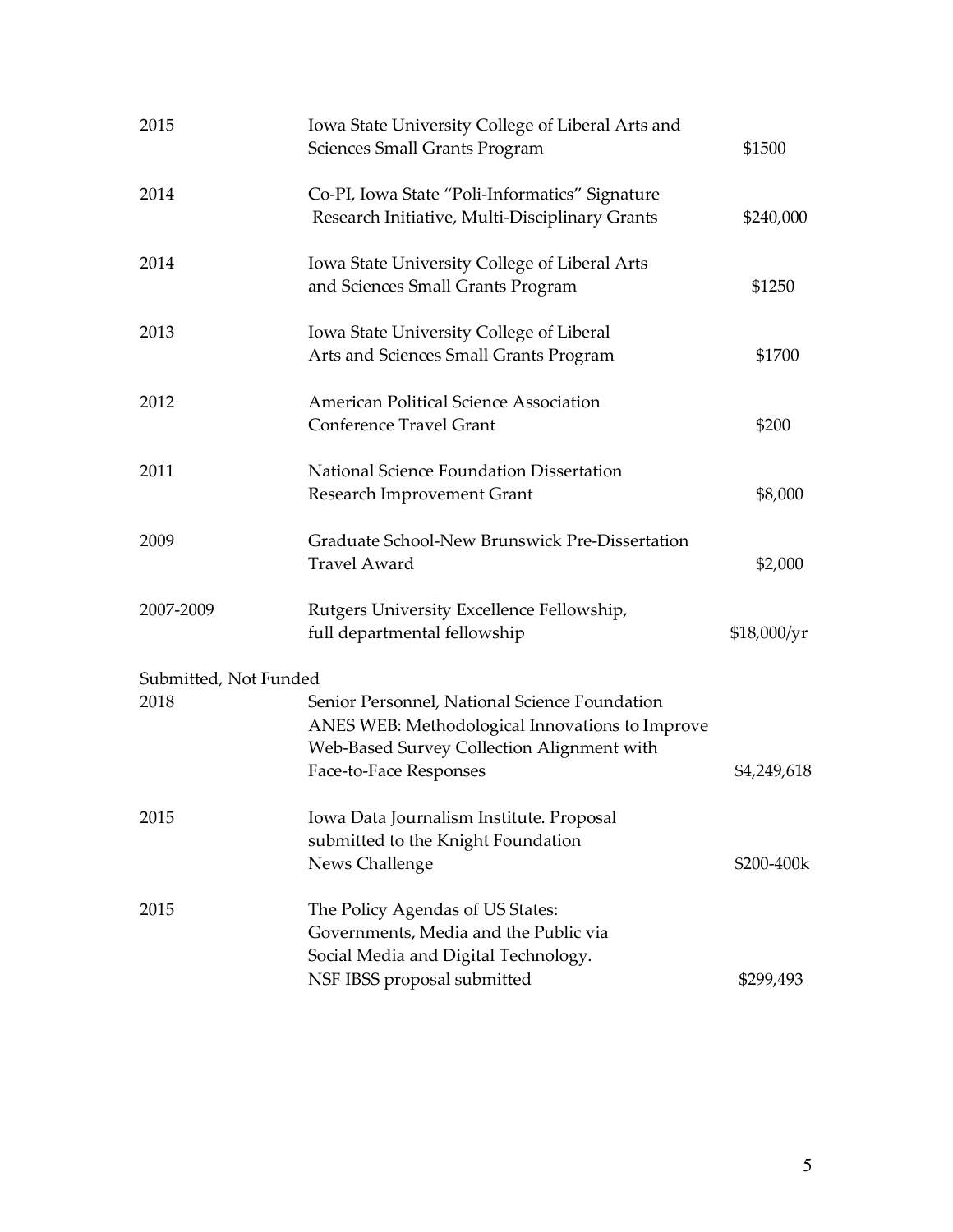| | | |
|---|---|---|
| 2015 | Iowa State University College of Liberal Arts and Sciences Small Grants Program | \$1500 |
| 2014 | Co-PI, Iowa State "Poli-Informatics" Signature Research Initiative, Multi-Disciplinary Grants | \$240,000 |
| 2014 | Iowa State University College of Liberal Arts and Sciences Small Grants Program | \$1250 |
| 2013 | Iowa State University College of Liberal Arts and Sciences Small Grants Program | \$1700 |
| 2012 | American Political Science Association Conference Travel Grant | \$200 |
| 2011 | National Science Foundation Dissertation Research Improvement Grant | \$8,000 |
| 2009 | Graduate School-New Brunswick Pre-Dissertation Travel Award | \$2,000 |
| 2007-2009 | Rutgers University Excellence Fellowship, full departmental fellowship | \$18,000/yr |

<u>Submitted, Not Funded</u>

| | | |
|---|---|---|
| 2018 | Senior Personnel, National Science Foundation ANES WEB: Methodological Innovations to Improve Web-Based Survey Collection Alignment with Face-to-Face Responses | \$4,249,618 |
| 2015 | Iowa Data Journalism Institute. Proposal submitted to the Knight Foundation News Challenge | \$200-400k |
| 2015 | The Policy Agendas of US States: Governments, Media and the Public via Social Media and Digital Technology. NSF IBSS proposal submitted | \$299,493 |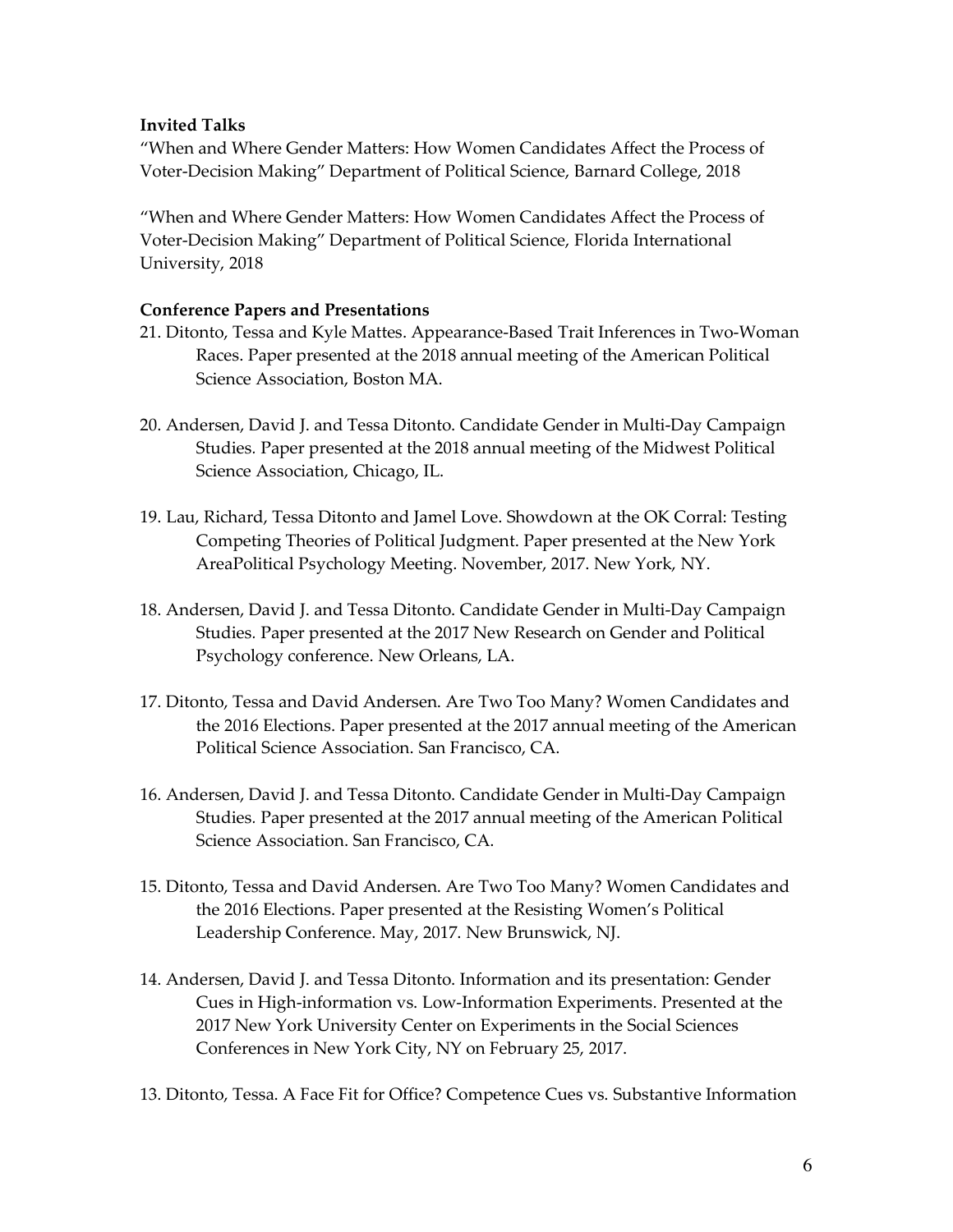**Invited Talks**

"When and Where Gender Matters: How Women Candidates Affect the Process of Voter-Decision Making" Department of Political Science, Barnard College, 2018

"When and Where Gender Matters: How Women Candidates Affect the Process of Voter-Decision Making" Department of Political Science, Florida International University, 2018

**Conference Papers and Presentations**

21. Ditonto, Tessa and Kyle Mattes. Appearance-Based Trait Inferences in Two-Woman Races. Paper presented at the 2018 annual meeting of the American Political Science Association, Boston MA.

20. Andersen, David J. and Tessa Ditonto. Candidate Gender in Multi-Day Campaign Studies. Paper presented at the 2018 annual meeting of the Midwest Political Science Association, Chicago, IL.

19. Lau, Richard, Tessa Ditonto and Jamel Love. Showdown at the OK Corral: Testing Competing Theories of Political Judgment. Paper presented at the New York AreaPolitical Psychology Meeting. November, 2017. New York, NY.

18. Andersen, David J. and Tessa Ditonto. Candidate Gender in Multi-Day Campaign Studies. Paper presented at the 2017 New Research on Gender and Political Psychology conference. New Orleans, LA.

17. Ditonto, Tessa and David Andersen. Are Two Too Many? Women Candidates and the 2016 Elections. Paper presented at the 2017 annual meeting of the American Political Science Association. San Francisco, CA.

16. Andersen, David J. and Tessa Ditonto. Candidate Gender in Multi-Day Campaign Studies. Paper presented at the 2017 annual meeting of the American Political Science Association. San Francisco, CA.

15. Ditonto, Tessa and David Andersen. Are Two Too Many? Women Candidates and the 2016 Elections. Paper presented at the Resisting Women's Political Leadership Conference. May, 2017. New Brunswick, NJ.

14. Andersen, David J. and Tessa Ditonto. Information and its presentation: Gender Cues in High-information vs. Low-Information Experiments. Presented at the 2017 New York University Center on Experiments in the Social Sciences Conferences in New York City, NY on February 25, 2017.

13. Ditonto, Tessa. A Face Fit for Office? Competence Cues vs. Substantive Information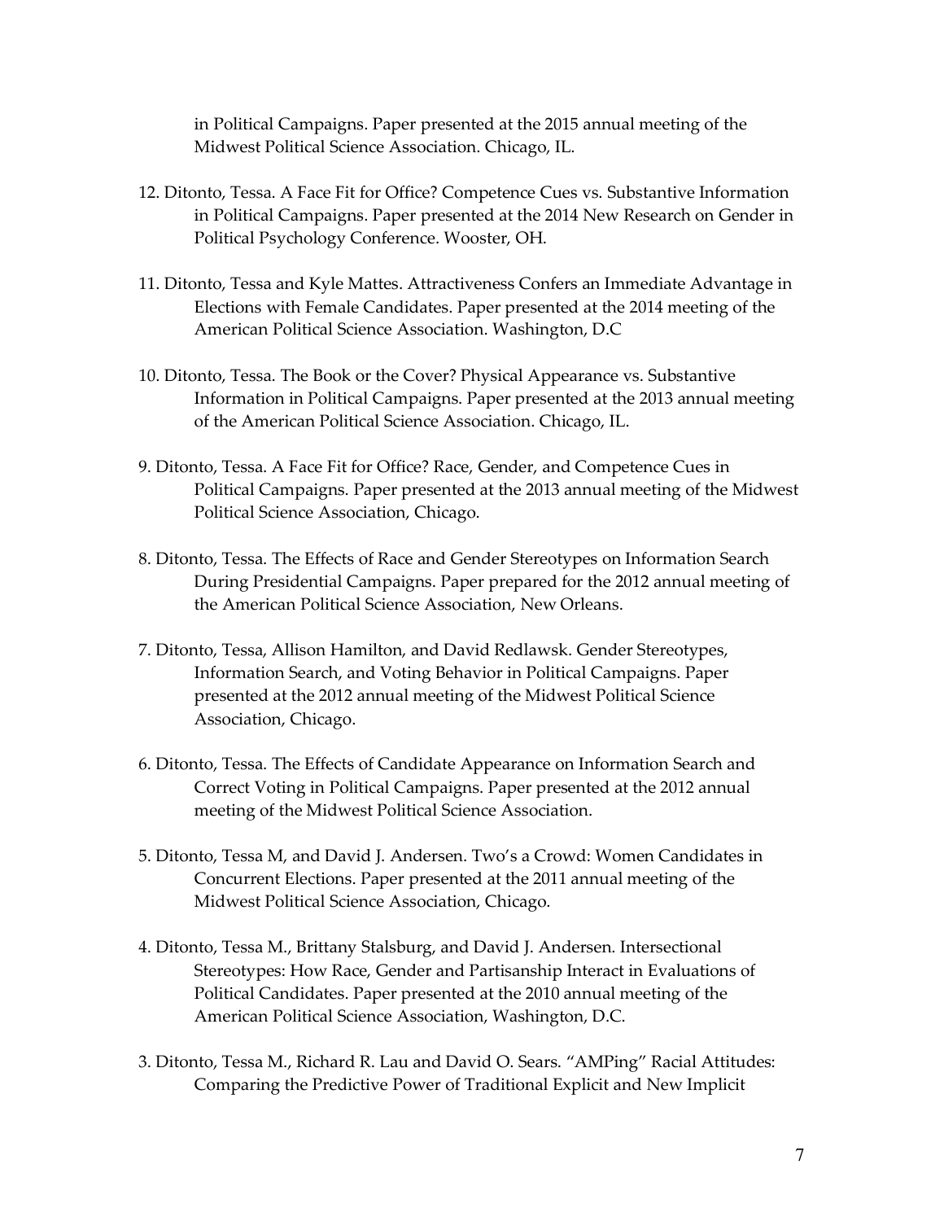in Political Campaigns. Paper presented at the 2015 annual meeting of the Midwest Political Science Association. Chicago, IL.

12. Ditonto, Tessa. A Face Fit for Office? Competence Cues vs. Substantive Information in Political Campaigns. Paper presented at the 2014 New Research on Gender in Political Psychology Conference. Wooster, OH.

11. Ditonto, Tessa and Kyle Mattes. Attractiveness Confers an Immediate Advantage in Elections with Female Candidates. Paper presented at the 2014 meeting of the American Political Science Association. Washington, D.C

10. Ditonto, Tessa. The Book or the Cover? Physical Appearance vs. Substantive Information in Political Campaigns. Paper presented at the 2013 annual meeting of the American Political Science Association. Chicago, IL.

9. Ditonto, Tessa. A Face Fit for Office? Race, Gender, and Competence Cues in Political Campaigns. Paper presented at the 2013 annual meeting of the Midwest Political Science Association, Chicago.

8. Ditonto, Tessa. The Effects of Race and Gender Stereotypes on Information Search During Presidential Campaigns. Paper prepared for the 2012 annual meeting of the American Political Science Association, New Orleans.

7. Ditonto, Tessa, Allison Hamilton, and David Redlawsk. Gender Stereotypes, Information Search, and Voting Behavior in Political Campaigns. Paper presented at the 2012 annual meeting of the Midwest Political Science Association, Chicago.

6. Ditonto, Tessa. The Effects of Candidate Appearance on Information Search and Correct Voting in Political Campaigns. Paper presented at the 2012 annual meeting of the Midwest Political Science Association.

5. Ditonto, Tessa M, and David J. Andersen. Two's a Crowd: Women Candidates in Concurrent Elections. Paper presented at the 2011 annual meeting of the Midwest Political Science Association, Chicago.

4. Ditonto, Tessa M., Brittany Stalsburg, and David J. Andersen. Intersectional Stereotypes: How Race, Gender and Partisanship Interact in Evaluations of Political Candidates. Paper presented at the 2010 annual meeting of the American Political Science Association, Washington, D.C.

3. Ditonto, Tessa M., Richard R. Lau and David O. Sears. "AMPing" Racial Attitudes: Comparing the Predictive Power of Traditional Explicit and New Implicit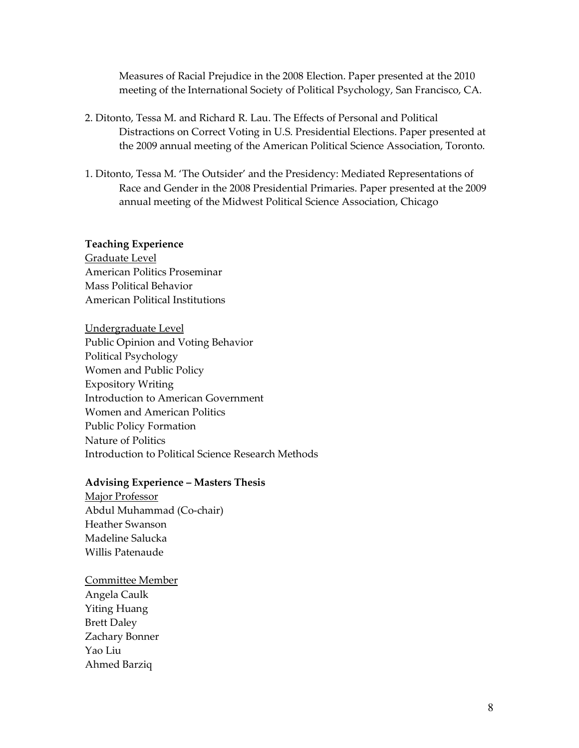Measures of Racial Prejudice in the 2008 Election. Paper presented at the 2010 meeting of the International Society of Political Psychology, San Francisco, CA.

2. Ditonto, Tessa M. and Richard R. Lau. The Effects of Personal and Political Distractions on Correct Voting in U.S. Presidential Elections. Paper presented at the 2009 annual meeting of the American Political Science Association, Toronto.

1. Ditonto, Tessa M. 'The Outsider' and the Presidency: Mediated Representations of Race and Gender in the 2008 Presidential Primaries. Paper presented at the 2009 annual meeting of the Midwest Political Science Association, Chicago

**Teaching Experience**

<u>Graduate Level</u>
American Politics Proseminar
Mass Political Behavior
American Political Institutions

<u>Undergraduate Level</u>
Public Opinion and Voting Behavior
Political Psychology
Women and Public Policy
Expository Writing
Introduction to American Government
Women and American Politics
Public Policy Formation
Nature of Politics
Introduction to Political Science Research Methods

**Advising Experience – Masters Thesis**

<u>Major Professor</u>
Abdul Muhammad (Co-chair)
Heather Swanson
Madeline Salucka
Willis Patenaude

<u>Committee Member</u>
Angela Caulk
Yiting Huang
Brett Daley
Zachary Bonner
Yao Liu
Ahmed Barziq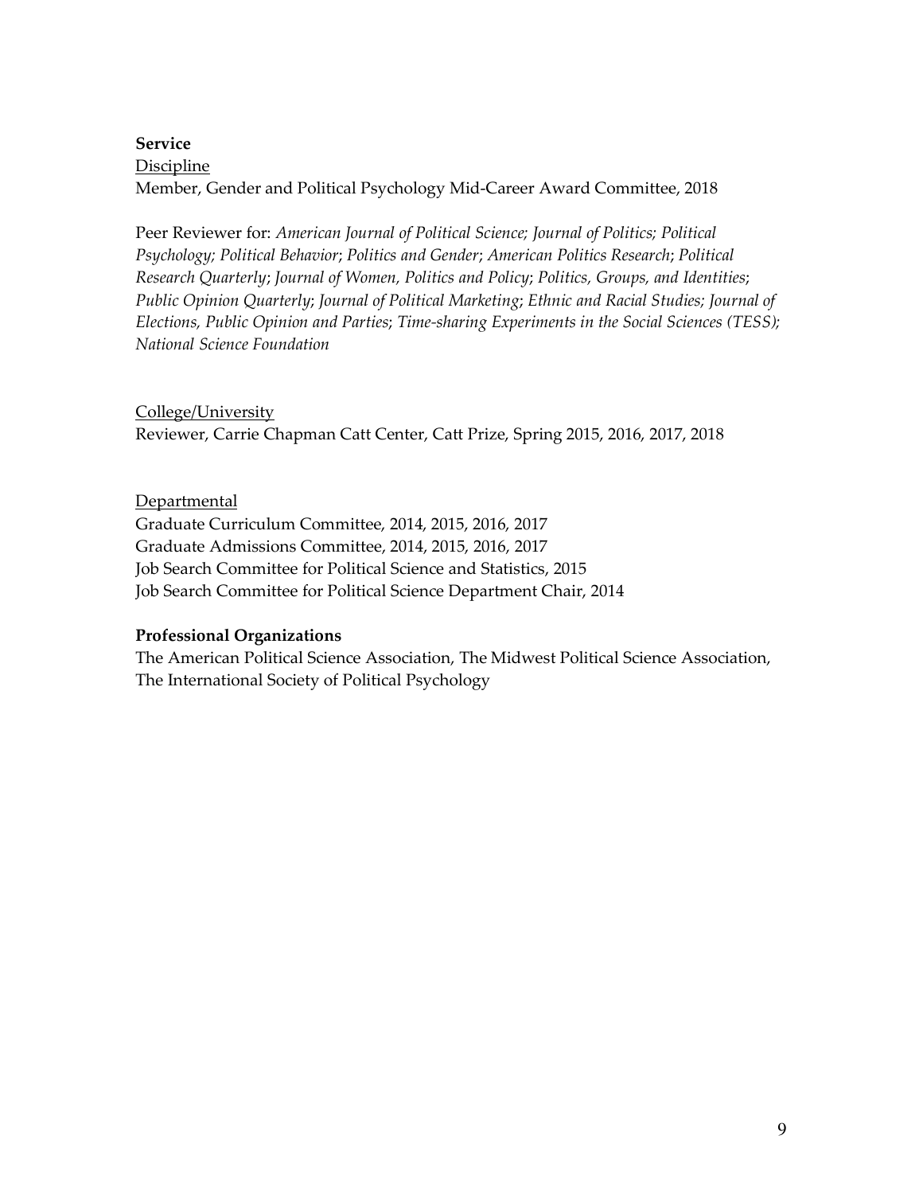## Service

Discipline

Member, Gender and Political Psychology Mid-Career Award Committee, 2018

Peer Reviewer for: *American Journal of Political Science; Journal of Politics; Political Psychology; Political Behavior*; *Politics and Gender*; *American Politics Research*; *Political Research Quarterly*; *Journal of Women, Politics and Policy*; *Politics, Groups, and Identities*; *Public Opinion Quarterly*; *Journal of Political Marketing*; *Ethnic and Racial Studies; Journal of Elections, Public Opinion and Parties*; *Time-sharing Experiments in the Social Sciences (TESS); National Science Foundation*

College/University

Reviewer, Carrie Chapman Catt Center, Catt Prize, Spring 2015, 2016, 2017, 2018

Departmental

Graduate Curriculum Committee, 2014, 2015, 2016, 2017
Graduate Admissions Committee, 2014, 2015, 2016, 2017
Job Search Committee for Political Science and Statistics, 2015
Job Search Committee for Political Science Department Chair, 2014

## Professional Organizations

The American Political Science Association, The Midwest Political Science Association, The International Society of Political Psychology